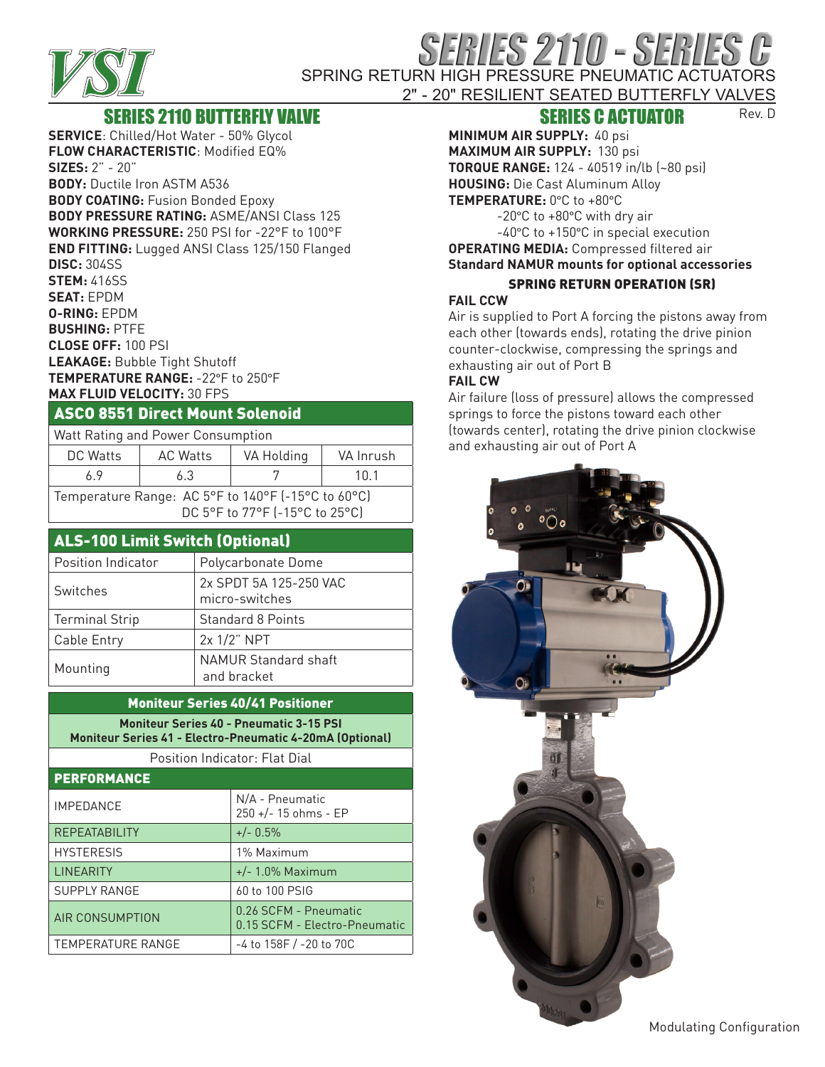# SERIES 2110 - SERIES C

SPRING RETURN HIGH PRESSURE PNEUMATIC ACTUATORS
2" - 20" RESILIENT SEATED BUTTERFLY VALVES

Rev. D

## SERIES 2110 BUTTERFLY VALVE

**SERVICE**: Chilled/Hot Water - 50% Glycol
**FLOW CHARACTERISTIC**: Modified EQ%
**SIZES:** 2" - 20"
**BODY:** Ductile Iron ASTM A536
**BODY COATING:** Fusion Bonded Epoxy
**BODY PRESSURE RATING:** ASME/ANSI Class 125
**WORKING PRESSURE:** 250 PSI for -22°F to 100°F
**END FITTING:** Lugged ANSI Class 125/150 Flanged
**DISC:** 304SS
**STEM:** 416SS
**SEAT:** EPDM
**O-RING:** EPDM
**BUSHING:** PTFE
**CLOSE OFF:** 100 PSI
**LEAKAGE:** Bubble Tight Shutoff
**TEMPERATURE RANGE:** -22°F to 250°F
**MAX FLUID VELOCITY:** 30 FPS

### ASCO 8551 Direct Mount Solenoid

| Watt Rating and Power Consumption | | | |
|---|---|---|---|
| DC Watts | AC Watts | VA Holding | VA Inrush |
| 6.9 | 6.3 | 7 | 10.1 |
| Temperature Range: AC 5°F to 140°F (-15°C to 60°C) DC 5°F to 77°F (-15°C to 25°C) | | | |

### ALS-100 Limit Switch (Optional)

| | |
|---|---|
| Position Indicator | Polycarbonate Dome |
| Switches | 2x SPDT 5A 125-250 VAC micro-switches |
| Terminal Strip | Standard 8 Points |
| Cable Entry | 2x 1/2" NPT |
| Mounting | NAMUR Standard shaft and bracket |

### Moniteur Series 40/41 Positioner

**Moniteur Series 40 - Pneumatic 3-15 PSI**
**Moniteur Series 41 - Electro-Pneumatic 4-20mA (Optional)**

Position Indicator: Flat Dial

| PERFORMANCE | |
|---|---|
| IMPEDANCE | N/A - Pneumatic 250 +/- 15 ohms - EP |
| REPEATABILITY | +/- 0.5% |
| HYSTERESIS | 1% Maximum |
| LINEARITY | +/- 1.0% Maximum |
| SUPPLY RANGE | 60 to 100 PSIG |
| AIR CONSUMPTION | 0.26 SCFM - Pneumatic 0.15 SCFM - Electro-Pneumatic |
| TEMPERATURE RANGE | -4 to 158F / -20 to 70C |

## SERIES C ACTUATOR

**MINIMUM AIR SUPPLY:** 40 psi
**MAXIMUM AIR SUPPLY:** 130 psi
**TORQUE RANGE:** 124 - 40519 in/lb (~80 psi)
**HOUSING:** Die Cast Aluminum Alloy
**TEMPERATURE:** 0°C to +80°C
-20°C to +80°C with dry air
-40°C to +150°C in special execution
**OPERATING MEDIA:** Compressed filtered air
**Standard NAMUR mounts for optional accessories**

### SPRING RETURN OPERATION (SR)

**FAIL CCW**

Air is supplied to Port A forcing the pistons away from each other (towards ends), rotating the drive pinion counter-clockwise, compressing the springs and exhausting air out of Port B

**FAIL CW**

Air failure (loss of pressure) allows the compressed springs to force the pistons toward each other (towards center), rotating the drive pinion clockwise and exhausting air out of Port A

Modulating Configuration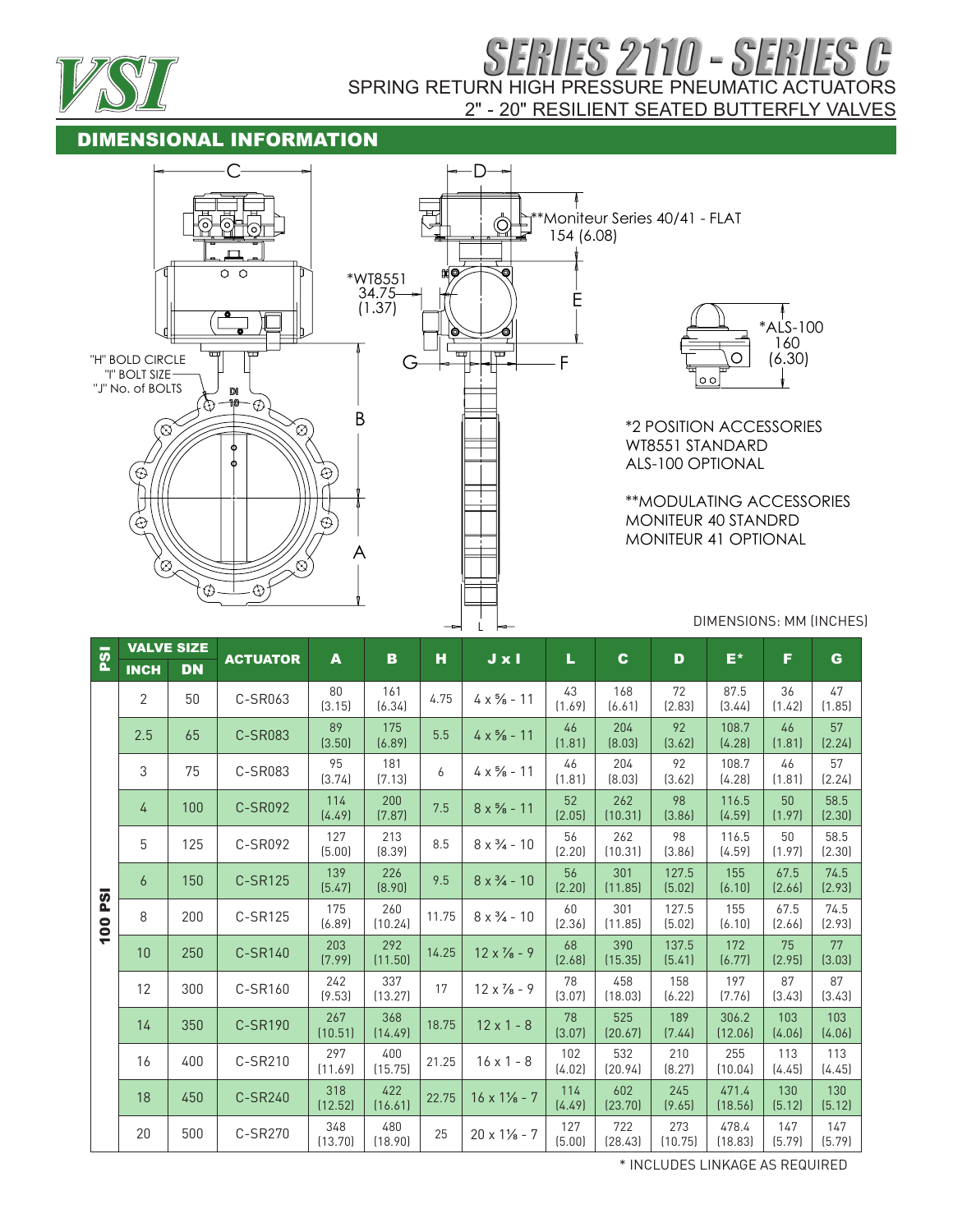# SERIES 2110 - SERIES C

SPRING RETURN HIGH PRESSURE PNEUMATIC ACTUATORS

2" - 20" RESILIENT SEATED BUTTERFLY VALVES

## DIMENSIONAL INFORMATION

C

D

**Moniteur Series 40/41 - FLAT
154 (6.08)

*WT8551
34.75
(1.37)

E

G

F

"H" BOLD CIRCLE
"I" BOLT SIZE
"J" No. of BOLTS

B

A

L

*ALS-100
160
(6.30)

*2 POSITION ACCESSORIES
WT8551 STANDARD
ALS-100 OPTIONAL

**MODULATING ACCESSORIES
MONITEUR 40 STANDRD
MONITEUR 41 OPTIONAL

DIMENSIONS: MM (INCHES)

| PSI | VALVE SIZE | | ACTUATOR | A | B | H | J x I | L | C | D | E* | F | G |
|---|---|---|---|---|---|---|---|---|---|---|---|---|---|
| | INCH | DN | | | | | | | | | | | |
| 100 PSI | 2 | 50 | C-SR063 | 80 (3.15) | 161 (6.34) | 4.75 | 4 x ⅝ - 11 | 43 (1.69) | 168 (6.61) | 72 (2.83) | 87.5 (3.44) | 36 (1.42) | 47 (1.85) |
| | 2.5 | 65 | C-SR083 | 89 (3.50) | 175 (6.89) | 5.5 | 4 x ⅝ - 11 | 46 (1.81) | 204 (8.03) | 92 (3.62) | 108.7 (4.28) | 46 (1.81) | 57 (2.24) |
| | 3 | 75 | C-SR083 | 95 (3.74) | 181 (7.13) | 6 | 4 x ⅝ - 11 | 46 (1.81) | 204 (8.03) | 92 (3.62) | 108.7 (4.28) | 46 (1.81) | 57 (2.24) |
| | 4 | 100 | C-SR092 | 114 (4.49) | 200 (7.87) | 7.5 | 8 x ⅝ - 11 | 52 (2.05) | 262 (10.31) | 98 (3.86) | 116.5 (4.59) | 50 (1.97) | 58.5 (2.30) |
| | 5 | 125 | C-SR092 | 127 (5.00) | 213 (8.39) | 8.5 | 8 x ¾ - 10 | 56 (2.20) | 262 (10.31) | 98 (3.86) | 116.5 (4.59) | 50 (1.97) | 58.5 (2.30) |
| | 6 | 150 | C-SR125 | 139 (5.47) | 226 (8.90) | 9.5 | 8 x ¾ - 10 | 56 (2.20) | 301 (11.85) | 127.5 (5.02) | 155 (6.10) | 67.5 (2.66) | 74.5 (2.93) |
| | 8 | 200 | C-SR125 | 175 (6.89) | 260 (10.24) | 11.75 | 8 x ¾ - 10 | 60 (2.36) | 301 (11.85) | 127.5 (5.02) | 155 (6.10) | 67.5 (2.66) | 74.5 (2.93) |
| | 10 | 250 | C-SR140 | 203 (7.99) | 292 (11.50) | 14.25 | 12 x ⅞ - 9 | 68 (2.68) | 390 (15.35) | 137.5 (5.41) | 172 (6.77) | 75 (2.95) | 77 (3.03) |
| | 12 | 300 | C-SR160 | 242 (9.53) | 337 (13.27) | 17 | 12 x ⅞ - 9 | 78 (3.07) | 458 (18.03) | 158 (6.22) | 197 (7.76) | 87 (3.43) | 87 (3.43) |
| | 14 | 350 | C-SR190 | 267 (10.51) | 368 (14.49) | 18.75 | 12 x 1 - 8 | 78 (3.07) | 525 (20.67) | 189 (7.44) | 306.2 (12.06) | 103 (4.06) | 103 (4.06) |
| | 16 | 400 | C-SR210 | 297 (11.69) | 400 (15.75) | 21.25 | 16 x 1 - 8 | 102 (4.02) | 532 (20.94) | 210 (8.27) | 255 (10.04) | 113 (4.45) | 113 (4.45) |
| | 18 | 450 | C-SR240 | 318 (12.52) | 422 (16.61) | 22.75 | 16 x 1⅛ - 7 | 114 (4.49) | 602 (23.70) | 245 (9.65) | 471.4 (18.56) | 130 (5.12) | 130 (5.12) |
| | 20 | 500 | C-SR270 | 348 (13.70) | 480 (18.90) | 25 | 20 x 1⅛ - 7 | 127 (5.00) | 722 (28.43) | 273 (10.75) | 478.4 (18.83) | 147 (5.79) | 147 (5.79) |

* INCLUDES LINKAGE AS REQUIRED